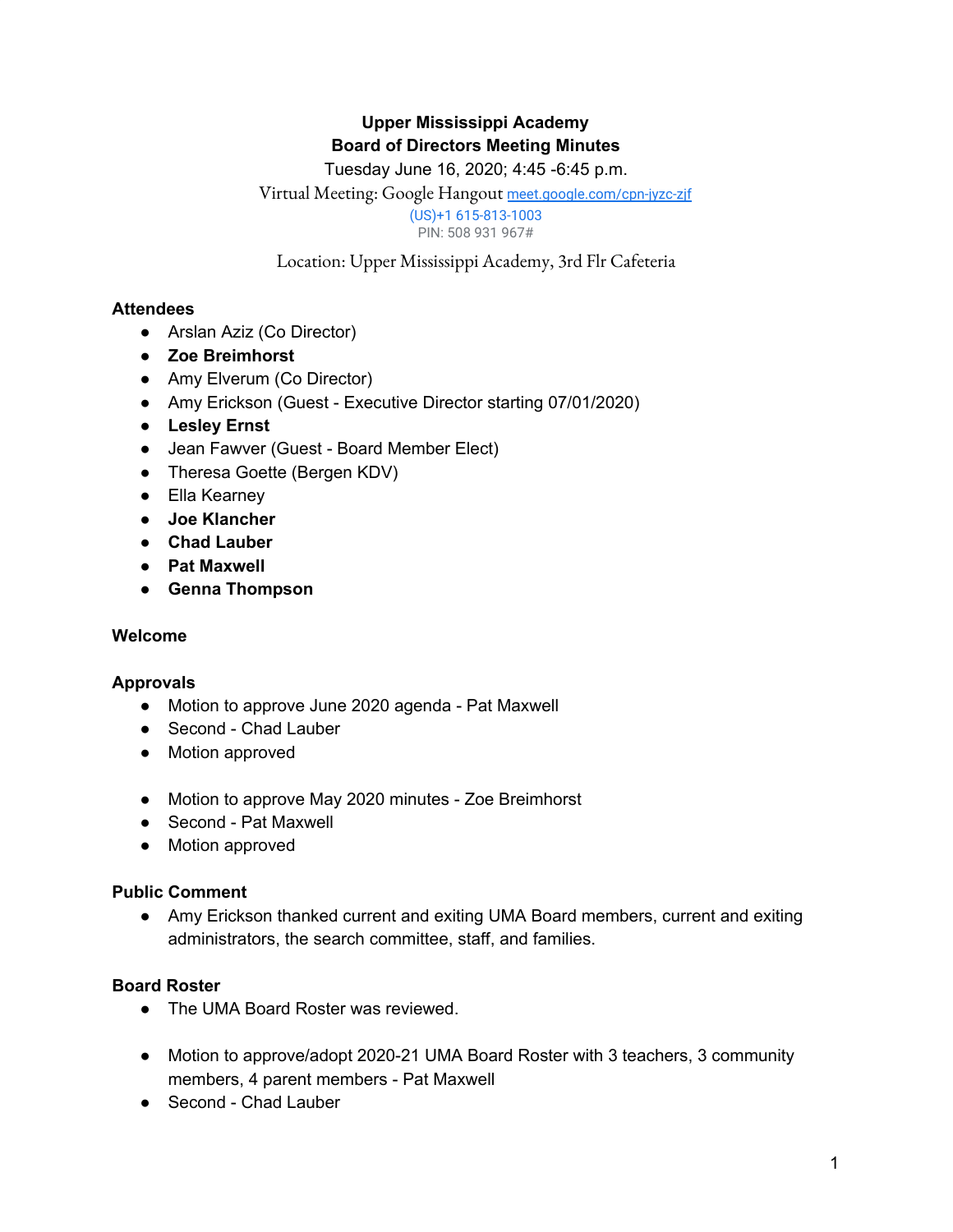**Upper Mississippi Academy**
**Board of Directors Meeting Minutes**
Tuesday June 16, 2020; 4:45 -6:45 p.m.
Virtual Meeting: Google Hangout meet.google.com/cpn-jyzc-zjf
(US)+1 615-813-1003
PIN: 508 931 967#

Location: Upper Mississippi Academy, 3rd Flr Cafeteria

**Attendees**

- Arslan Aziz (Co Director)
- **Zoe Breimhorst**
- Amy Elverum (Co Director)
- Amy Erickson (Guest - Executive Director starting 07/01/2020)
- **Lesley Ernst**
- Jean Fawver (Guest - Board Member Elect)
- Theresa Goette (Bergen KDV)
- Ella Kearney
- **Joe Klancher**
- **Chad Lauber**
- **Pat Maxwell**
- **Genna Thompson**

**Welcome**

**Approvals**

- Motion to approve June 2020 agenda - Pat Maxwell
- Second - Chad Lauber
- Motion approved

- Motion to approve May 2020 minutes - Zoe Breimhorst
- Second - Pat Maxwell
- Motion approved

**Public Comment**

- Amy Erickson thanked current and exiting UMA Board members, current and exiting administrators, the search committee, staff, and families.

**Board Roster**

- The UMA Board Roster was reviewed.

- Motion to approve/adopt 2020-21 UMA Board Roster with 3 teachers, 3 community members, 4 parent members - Pat Maxwell
- Second - Chad Lauber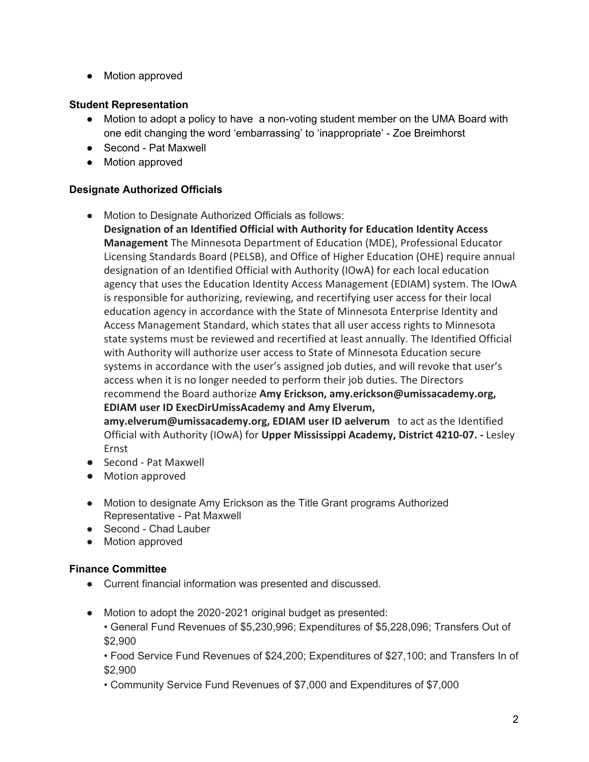- Motion approved

**Student Representation**

- Motion to adopt a policy to have a non-voting student member on the UMA Board with one edit changing the word 'embarrassing' to 'inappropriate' - Zoe Breimhorst
- Second - Pat Maxwell
- Motion approved

**Designate Authorized Officials**

- Motion to Designate Authorized Officials as follows:
  **Designation of an Identified Official with Authority for Education Identity Access Management** The Minnesota Department of Education (MDE), Professional Educator Licensing Standards Board (PELSB), and Office of Higher Education (OHE) require annual designation of an Identified Official with Authority (IOwA) for each local education agency that uses the Education Identity Access Management (EDIAM) system. The IOwA is responsible for authorizing, reviewing, and recertifying user access for their local education agency in accordance with the State of Minnesota Enterprise Identity and Access Management Standard, which states that all user access rights to Minnesota state systems must be reviewed and recertified at least annually. The Identified Official with Authority will authorize user access to State of Minnesota Education secure systems in accordance with the user's assigned job duties, and will revoke that user's access when it is no longer needed to perform their job duties. The Directors recommend the Board authorize **Amy Erickson, amy.erickson@umissacademy.org, EDIAM user ID ExecDirUmissAcademy and Amy Elverum, amy.elverum@umissacademy.org, EDIAM user ID aelverum** to act as the Identified Official with Authority (IOwA) for **Upper Mississippi Academy, District 4210-07. -** Lesley Ernst
- Second - Pat Maxwell
- Motion approved

- Motion to designate Amy Erickson as the Title Grant programs Authorized Representative - Pat Maxwell
- Second - Chad Lauber
- Motion approved

**Finance Committee**

- Current financial information was presented and discussed.

- Motion to adopt the 2020-2021 original budget as presented:
  • General Fund Revenues of $5,230,996; Expenditures of $5,228,096; Transfers Out of $2,900
  • Food Service Fund Revenues of $24,200; Expenditures of $27,100; and Transfers In of $2,900
  • Community Service Fund Revenues of $7,000 and Expenditures of $7,000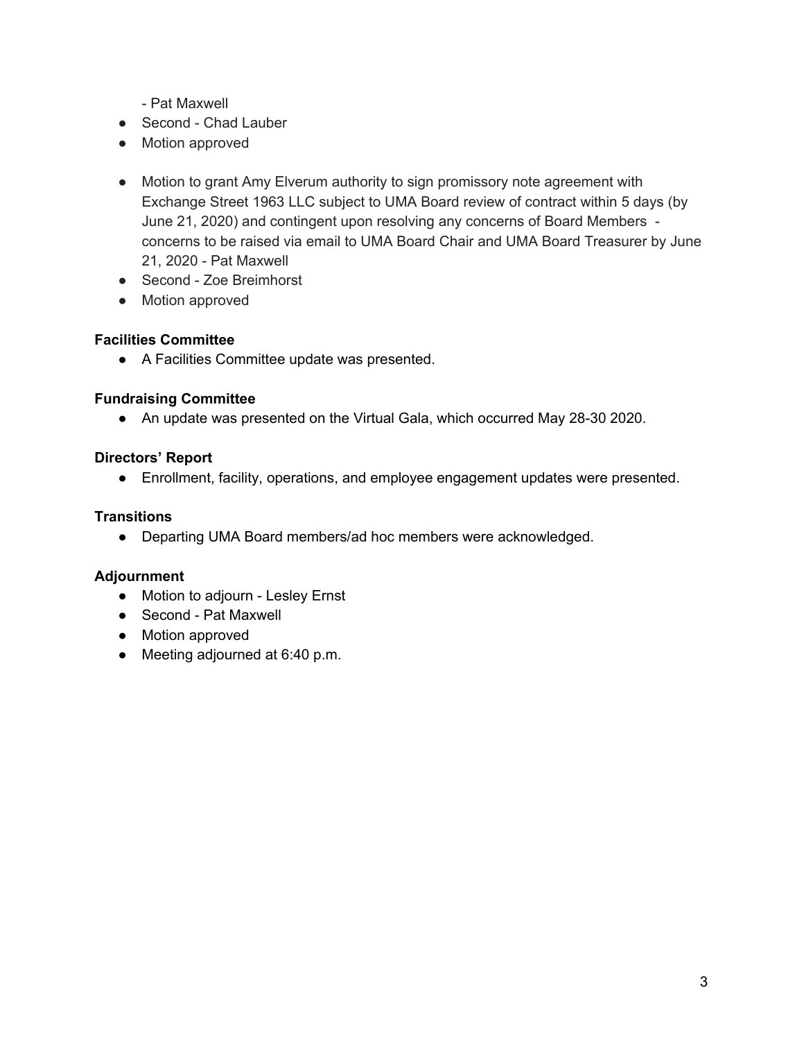- Pat Maxwell
- Second - Chad Lauber
- Motion approved

- Motion to grant Amy Elverum authority to sign promissory note agreement with Exchange Street 1963 LLC subject to UMA Board review of contract within 5 days (by June 21, 2020) and contingent upon resolving any concerns of Board Members - concerns to be raised via email to UMA Board Chair and UMA Board Treasurer by June 21, 2020 - Pat Maxwell
- Second - Zoe Breimhorst
- Motion approved

**Facilities Committee**

- A Facilities Committee update was presented.

**Fundraising Committee**

- An update was presented on the Virtual Gala, which occurred May 28-30 2020.

**Directors' Report**

- Enrollment, facility, operations, and employee engagement updates were presented.

**Transitions**

- Departing UMA Board members/ad hoc members were acknowledged.

**Adjournment**

- Motion to adjourn - Lesley Ernst
- Second - Pat Maxwell
- Motion approved
- Meeting adjourned at 6:40 p.m.